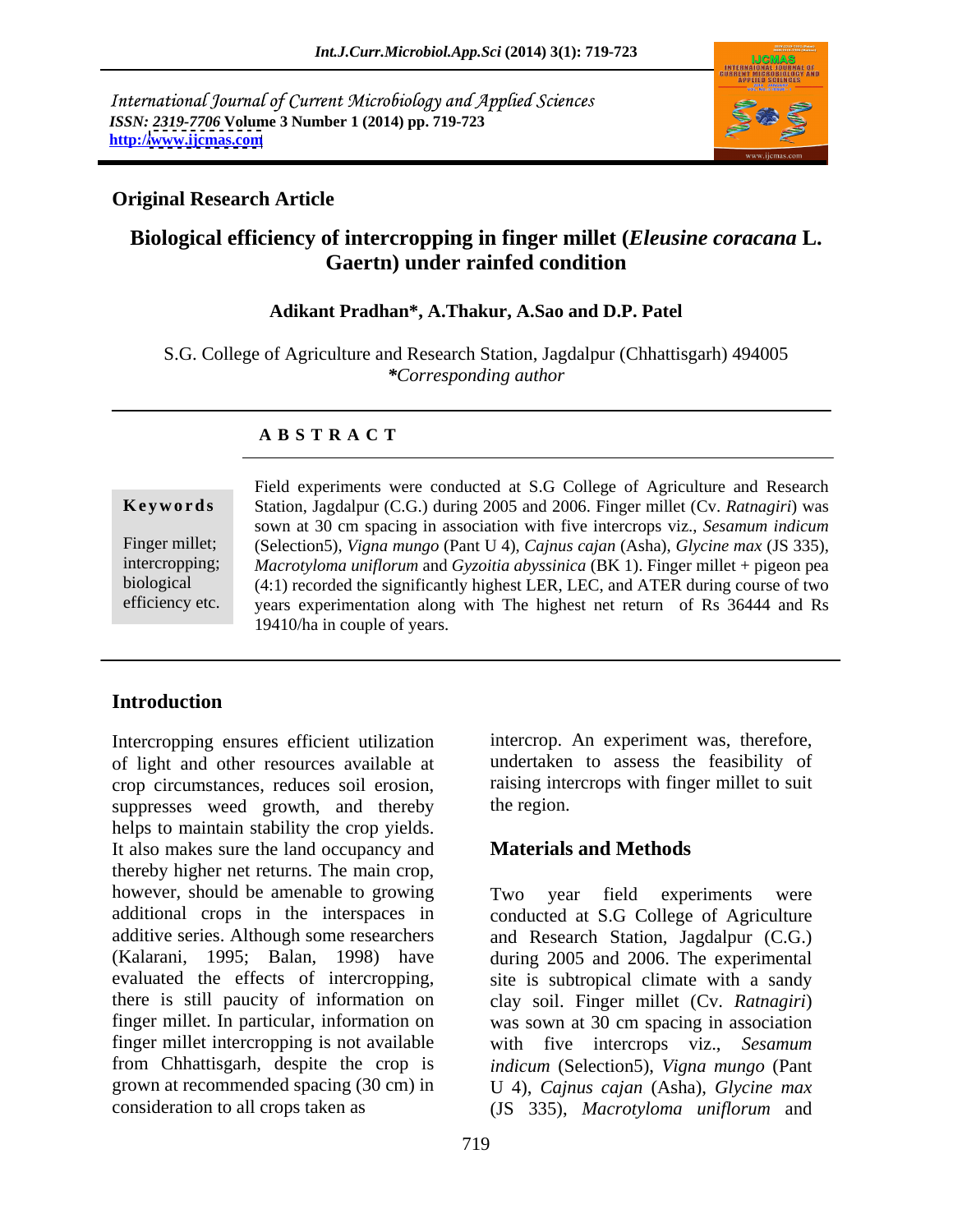International Journal of Current Microbiology and Applied Sciences
*ISSN: 2319-7706* **Volume 3 Number 1 (2014) pp. 719-723**
**http://www.ijcmas.com**

**Original Research Article**

# Biological efficiency of intercropping in finger millet (*Eleusine coracana* L. Gaertn) under rainfed condition

**Adikant Pradhan\*, A.Thakur, A.Sao and D.P. Patel**

S.G. College of Agriculture and Research Station, Jagdalpur (Chhattisgarh) 494005
*\*Corresponding author*

## ABSTRACT

**Keywords**

Finger millet; intercropping; biological efficiency etc.

Field experiments were conducted at S.G College of Agriculture and Research Station, Jagdalpur (C.G.) during 2005 and 2006. Finger millet (Cv. *Ratnagiri*) was sown at 30 cm spacing in association with five intercrops viz., *Sesamum indicum* (Selection5), *Vigna mungo* (Pant U 4), *Cajnus cajan* (Asha), *Glycine max* (JS 335), *Macrotyloma uniflorum* and *Gyzoitia abyssinica* (BK 1). Finger millet + pigeon pea (4:1) recorded the significantly highest LER, LEC, and ATER during course of two years experimentation along with The highest net return of Rs 36444 and Rs 19410/ha in couple of years.

## Introduction

Intercropping ensures efficient utilization of light and other resources available at crop circumstances, reduces soil erosion, suppresses weed growth, and thereby helps to maintain stability the crop yields. It also makes sure the land occupancy and thereby higher net returns. The main crop, however, should be amenable to growing additional crops in the interspaces in additive series. Although some researchers (Kalarani, 1995; Balan, 1998) have evaluated the effects of intercropping, there is still paucity of information on finger millet. In particular, information on finger millet intercropping is not available from Chhattisgarh, despite the crop is grown at recommended spacing (30 cm) in consideration to all crops taken as intercrop. An experiment was, therefore, undertaken to assess the feasibility of raising intercrops with finger millet to suit the region.

## Materials and Methods

Two year field experiments were conducted at S.G College of Agriculture and Research Station, Jagdalpur (C.G.) during 2005 and 2006. The experimental site is subtropical climate with a sandy clay soil. Finger millet (Cv. *Ratnagiri*) was sown at 30 cm spacing in association with five intercrops viz., *Sesamum indicum* (Selection5), *Vigna mungo* (Pant U 4), *Cajnus cajan* (Asha), *Glycine max* (JS 335), *Macrotyloma uniflorum* and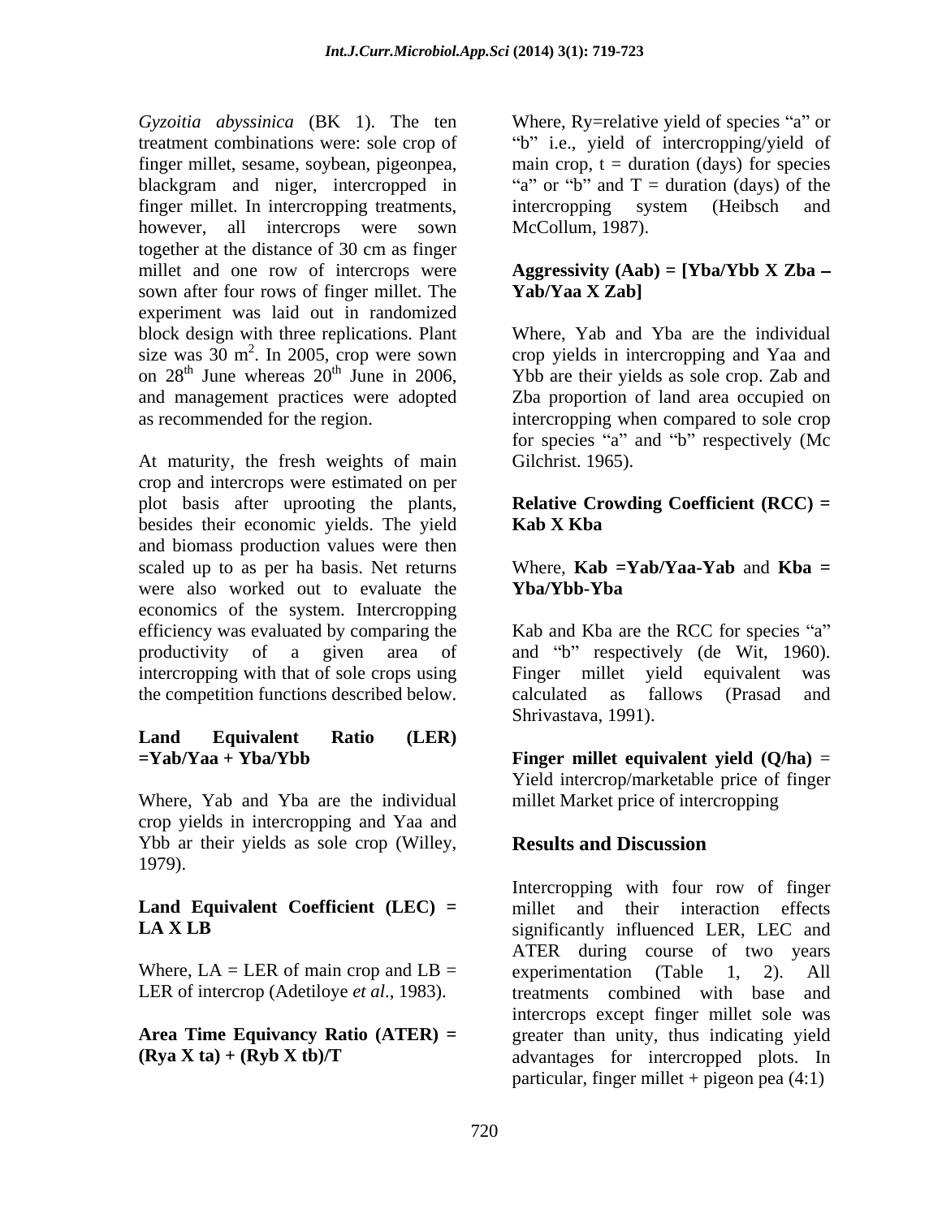*Gyzoitia abyssinica* (BK 1). The ten treatment combinations were: sole crop of finger millet, sesame, soybean, pigeonpea, blackgram and niger, intercropped in finger millet. In intercropping treatments, however, all intercrops were sown together at the distance of 30 cm as finger millet and one row of intercrops were sown after four rows of finger millet. The experiment was laid out in randomized block design with three replications. Plant size was 30 $m^2$. In 2005, crop were sown on 28th June whereas 20th June in 2006, and management practices were adopted as recommended for the region.

At maturity, the fresh weights of main crop and intercrops were estimated on per plot basis after uprooting the plants, besides their economic yields. The yield and biomass production values were then scaled up to as per ha basis. Net returns were also worked out to evaluate the economics of the system. Intercropping efficiency was evaluated by comparing the productivity of a given area of intercropping with that of sole crops using the competition functions described below.

**Land Equivalent Ratio (LER) =Yab/Yaa + Yba/Ybb**

Where, Yab and Yba are the individual crop yields in intercropping and Yaa and Ybb ar their yields as sole crop (Willey, 1979).

**Land Equivalent Coefficient (LEC) = LA X LB**

Where, LA = LER of main crop and LB = LER of intercrop (Adetiloye *et al*., 1983).

**Area Time Equivancy Ratio (ATER) = (Rya X ta) + (Ryb X tb)/T**

Where, Ry=relative yield of species "a" or "b" i.e., yield of intercropping/yield of main crop, t = duration (days) for species "a" or "b" and T = duration (days) of the intercropping system (Heibsch and McCollum, 1987).

**Aggressivity (Aab) = [Yba/Ybb X Zba – Yab/Yaa X Zab]**

Where, Yab and Yba are the individual crop yields in intercropping and Yaa and Ybb are their yields as sole crop. Zab and Zba proportion of land area occupied on intercropping when compared to sole crop for species "a" and "b" respectively (Mc Gilchrist. 1965).

**Relative Crowding Coefficient (RCC) = Kab X Kba**

Where, **Kab =Yab/Yaa-Yab** and **Kba = Yba/Ybb-Yba**

Kab and Kba are the RCC for species "a" and "b" respectively (de Wit, 1960). Finger millet yield equivalent was calculated as fallows (Prasad and Shrivastava, 1991).

**Finger millet equivalent yield (Q/ha)** = Yield intercrop/marketable price of finger millet Market price of intercropping

## Results and Discussion

Intercropping with four row of finger millet and their interaction effects significantly influenced LER, LEC and ATER during course of two years experimentation (Table 1, 2). All treatments combined with base and intercrops except finger millet sole was greater than unity, thus indicating yield advantages for intercropped plots. In particular, finger millet + pigeon pea (4:1)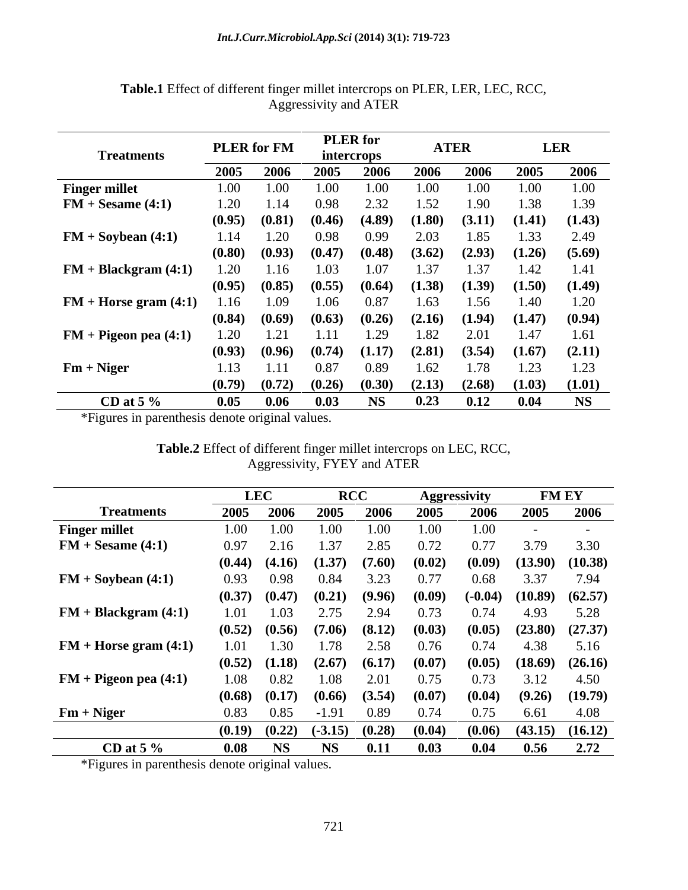**Table.1** Effect of different finger millet intercrops on PLER, LER, LEC, RCC, Aggressivity and ATER

| Treatments | PLER for FM | | PLER for intercrops | | ATER | | LER | |
|---|---|---|---|---|---|---|---|---|
| | 2005 | 2006 | 2005 | 2006 | 2006 | 2006 | 2005 | 2006 |
| **Finger millet** | 1.00 | 1.00 | 1.00 | 1.00 | 1.00 | 1.00 | 1.00 | 1.00 |
| **FM + Sesame (4:1)** | 1.20 | 1.14 | 0.98 | 2.32 | 1.52 | 1.90 | 1.38 | 1.39 |
| | **(0.95)** | **(0.81)** | **(0.46)** | **(4.89)** | **(1.80)** | **(3.11)** | **(1.41)** | **(1.43)** |
| **FM + Soybean (4:1)** | 1.14 | 1.20 | 0.98 | 0.99 | 2.03 | 1.85 | 1.33 | 2.49 |
| | **(0.80)** | **(0.93)** | **(0.47)** | **(0.48)** | **(3.62)** | **(2.93)** | **(1.26)** | **(5.69)** |
| **FM + Blackgram (4:1)** | 1.20 | 1.16 | 1.03 | 1.07 | 1.37 | 1.37 | 1.42 | 1.41 |
| | **(0.95)** | **(0.85)** | **(0.55)** | **(0.64)** | **(1.38)** | **(1.39)** | **(1.50)** | **(1.49)** |
| **FM + Horse gram (4:1)** | 1.16 | 1.09 | 1.06 | 0.87 | 1.63 | 1.56 | 1.40 | 1.20 |
| | **(0.84)** | **(0.69)** | **(0.63)** | **(0.26)** | **(2.16)** | **(1.94)** | **(1.47)** | **(0.94)** |
| **FM + Pigeon pea (4:1)** | 1.20 | 1.21 | 1.11 | 1.29 | 1.82 | 2.01 | 1.47 | 1.61 |
| | **(0.93)** | **(0.96)** | **(0.74)** | **(1.17)** | **(2.81)** | **(3.54)** | **(1.67)** | **(2.11)** |
| **Fm + Niger** | 1.13 | 1.11 | 0.87 | 0.89 | 1.62 | 1.78 | 1.23 | 1.23 |
| | **(0.79)** | **(0.72)** | **(0.26)** | **(0.30)** | **(2.13)** | **(2.68)** | **(1.03)** | **(1.01)** |
| **CD at 5 %** | **0.05** | **0.06** | **0.03** | **NS** | **0.23** | **0.12** | **0.04** | **NS** |

*Figures in parenthesis denote original values.

**Table.2** Effect of different finger millet intercrops on LEC, RCC, Aggressivity, FYEY and ATER

| Treatments | LEC | | RCC | | Aggressivity | | FM EY | |
|---|---|---|---|---|---|---|---|---|
| | 2005 | 2006 | 2005 | 2006 | 2005 | 2006 | 2005 | 2006 |
| **Finger millet** | 1.00 | 1.00 | 1.00 | 1.00 | 1.00 | 1.00 | - | - |
| **FM + Sesame (4:1)** | 0.97 | 2.16 | 1.37 | 2.85 | 0.72 | 0.77 | 3.79 | 3.30 |
| | **(0.44)** | **(4.16)** | **(1.37)** | **(7.60)** | **(0.02)** | **(0.09)** | **(13.90)** | **(10.38)** |
| **FM + Soybean (4:1)** | 0.93 | 0.98 | 0.84 | 3.23 | 0.77 | 0.68 | 3.37 | 7.94 |
| | **(0.37)** | **(0.47)** | **(0.21)** | **(9.96)** | **(0.09)** | **(-0.04)** | **(10.89)** | **(62.57)** |
| **FM + Blackgram (4:1)** | 1.01 | 1.03 | 2.75 | 2.94 | 0.73 | 0.74 | 4.93 | 5.28 |
| | **(0.52)** | **(0.56)** | **(7.06)** | **(8.12)** | **(0.03)** | **(0.05)** | **(23.80)** | **(27.37)** |
| **FM + Horse gram (4:1)** | 1.01 | 1.30 | 1.78 | 2.58 | 0.76 | 0.74 | 4.38 | 5.16 |
| | **(0.52)** | **(1.18)** | **(2.67)** | **(6.17)** | **(0.07)** | **(0.05)** | **(18.69)** | **(26.16)** |
| **FM + Pigeon pea (4:1)** | 1.08 | 0.82 | 1.08 | 2.01 | 0.75 | 0.73 | 3.12 | 4.50 |
| | **(0.68)** | **(0.17)** | **(0.66)** | **(3.54)** | **(0.07)** | **(0.04)** | **(9.26)** | **(19.79)** |
| **Fm + Niger** | 0.83 | 0.85 | -1.91 | 0.89 | 0.74 | 0.75 | 6.61 | 4.08 |
| | **(0.19)** | **(0.22)** | **(-3.15)** | **(0.28)** | **(0.04)** | **(0.06)** | **(43.15)** | **(16.12)** |
| **CD at 5 %** | **0.08** | **NS** | **NS** | **0.11** | **0.03** | **0.04** | **0.56** | **2.72** |

*Figures in parenthesis denote original values.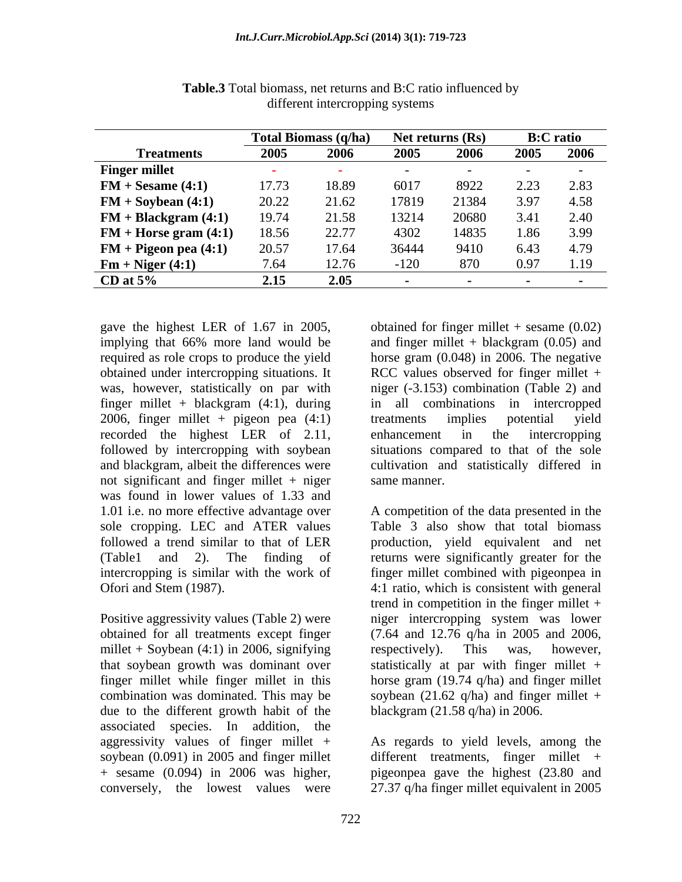**Table.3** Total biomass, net returns and B:C ratio influenced by different intercropping systems

| Treatments | Total Biomass (q/ha) | | Net returns (Rs) | | B:C ratio | |
|---|---|---|---|---|---|---|
| | 2005 | 2006 | 2005 | 2006 | 2005 | 2006 |
| **Finger millet** | - | - | - | - | - | - |
| **FM + Sesame (4:1)** | 17.73 | 18.89 | 6017 | 8922 | 2.23 | 2.83 |
| **FM + Soybean (4:1)** | 20.22 | 21.62 | 17819 | 21384 | 3.97 | 4.58 |
| **FM + Blackgram (4:1)** | 19.74 | 21.58 | 13214 | 20680 | 3.41 | 2.40 |
| **FM + Horse gram (4:1)** | 18.56 | 22.77 | 4302 | 14835 | 1.86 | 3.99 |
| **FM + Pigeon pea (4:1)** | 20.57 | 17.64 | 36444 | 9410 | 6.43 | 4.79 |
| **Fm + Niger (4:1)** | 7.64 | 12.76 | -120 | 870 | 0.97 | 1.19 |
| **CD at 5%** | **2.15** | **2.05** | - | - | - | - |

gave the highest LER of 1.67 in 2005, implying that 66% more land would be required as role crops to produce the yield obtained under intercropping situations. It was, however, statistically on par with finger millet + blackgram (4:1), during 2006, finger millet + pigeon pea (4:1) recorded the highest LER of 2.11, followed by intercropping with soybean and blackgram, albeit the differences were not significant and finger millet + niger was found in lower values of 1.33 and 1.01 i.e. no more effective advantage over sole cropping. LEC and ATER values followed a trend similar to that of LER (Table1 and 2). The finding of intercropping is similar with the work of Ofori and Stem (1987).

Positive aggressivity values (Table 2) were obtained for all treatments except finger millet + Soybean (4:1) in 2006, signifying that soybean growth was dominant over finger millet while finger millet in this combination was dominated. This may be due to the different growth habit of the associated species. In addition, the aggressivity values of finger millet + soybean (0.091) in 2005 and finger millet + sesame (0.094) in 2006 was higher, conversely, the lowest values were obtained for finger millet + sesame (0.02) and finger millet + blackgram (0.05) and horse gram (0.048) in 2006. The negative RCC values observed for finger millet + niger (-3.153) combination (Table 2) and in all combinations in intercropped treatments implies potential yield enhancement in the intercropping situations compared to that of the sole cultivation and statistically differed in same manner.

A competition of the data presented in the Table 3 also show that total biomass production, yield equivalent and net returns were significantly greater for the finger millet combined with pigeonpea in 4:1 ratio, which is consistent with general trend in competition in the finger millet + niger intercropping system was lower (7.64 and 12.76 q/ha in 2005 and 2006, respectively). This was, however, statistically at par with finger millet + horse gram (19.74 q/ha) and finger millet soybean (21.62 q/ha) and finger millet + blackgram (21.58 q/ha) in 2006.

As regards to yield levels, among the different treatments, finger millet + pigeonpea gave the highest (23.80 and 27.37 q/ha finger millet equivalent in 2005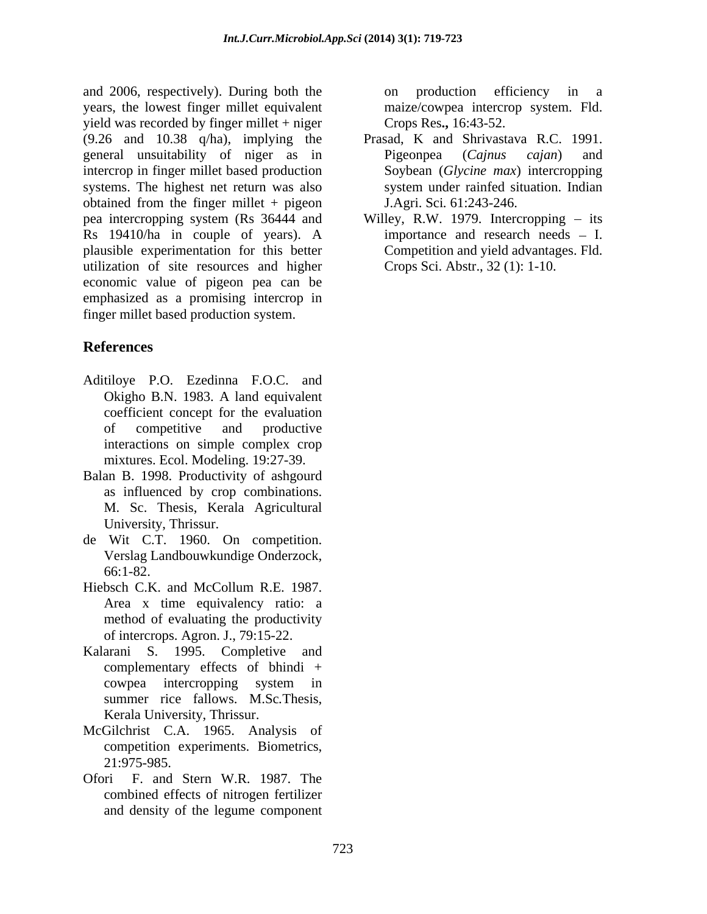and 2006, respectively). During both the years, the lowest finger millet equivalent yield was recorded by finger millet + niger (9.26 and 10.38 q/ha), implying the general unsuitability of niger as in intercrop in finger millet based production systems. The highest net return was also obtained from the finger millet + pigeon pea intercropping system (Rs 36444 and Rs 19410/ha in couple of years). A plausible experimentation for this better utilization of site resources and higher economic value of pigeon pea can be emphasized as a promising intercrop in finger millet based production system.

## References

Aditiloye P.O. Ezedinna F.O.C. and Okigho B.N. 1983. A land equivalent coefficient concept for the evaluation of competitive and productive interactions on simple complex crop mixtures. Ecol. Modeling. 19:27-39.

Balan B. 1998. Productivity of ashgourd as influenced by crop combinations. M. Sc. Thesis, Kerala Agricultural University, Thrissur.

de Wit C.T. 1960. On competition. Verslag Landbouwkundige Onderzock, 66:1-82.

Hiebsch C.K. and McCollum R.E. 1987. Area x time equivalency ratio: a method of evaluating the productivity of intercrops. Agron. J., 79:15-22.

Kalarani S. 1995. Completive and complementary effects of bhindi + cowpea intercropping system in summer rice fallows. M.Sc.Thesis, Kerala University, Thrissur.

McGilchrist C.A. 1965. Analysis of competition experiments. Biometrics, 21:975-985.

Ofori F. and Stern W.R. 1987. The combined effects of nitrogen fertilizer and density of the legume component on production efficiency in a maize/cowpea intercrop system. Fld. Crops Res**.,** 16:43-52.

Prasad, K and Shrivastava R.C. 1991. Pigeonpea (*Cajnus cajan*) and Soybean (*Glycine max*) intercropping system under rainfed situation. Indian J.Agri. Sci. 61:243-246.

Willey, R.W. 1979. Intercropping – its importance and research needs – I. Competition and yield advantages. Fld. Crops Sci. Abstr., 32 (1): 1-10.